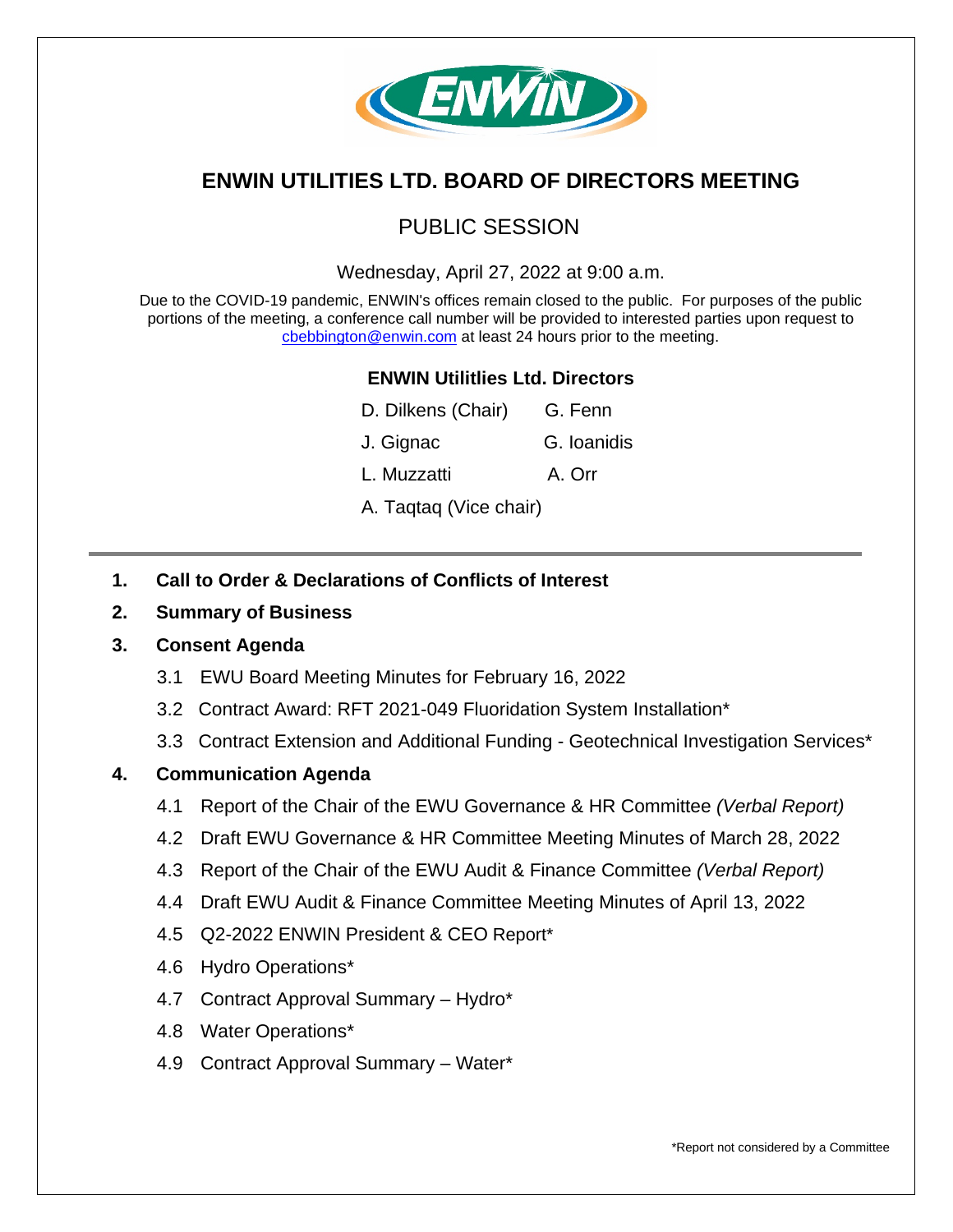# ENWIN UTILITIES LTD. BOARD OF DIRECTORS MEETING

## PUBLIC SESSION

Wednesday, April 27, 2022 at 9:00 a.m.

Due to the COVID-19 pandemic, ENWIN's offices remain closed to the public. For purposes of the public portions of the meeting, a conference call number will be provided to interested parties upon request to cbebbington@enwin.com at least 24 hours prior to the meeting.

**ENWIN Utilitlies Ltd. Directors**

D. Dilkens (Chair) G. Fenn

J. Gignac G. Ioanidis

L. Muzzatti A. Orr

A. Taqtaq (Vice chair)

---

**1. Call to Order & Declarations of Conflicts of Interest**

**2. Summary of Business**

**3. Consent Agenda**

3.1 EWU Board Meeting Minutes for February 16, 2022

3.2 Contract Award: RFT 2021-049 Fluoridation System Installation*

3.3 Contract Extension and Additional Funding - Geotechnical Investigation Services*

**4. Communication Agenda**

4.1 Report of the Chair of the EWU Governance & HR Committee *(Verbal Report)*

4.2 Draft EWU Governance & HR Committee Meeting Minutes of March 28, 2022

4.3 Report of the Chair of the EWU Audit & Finance Committee *(Verbal Report)*

4.4 Draft EWU Audit & Finance Committee Meeting Minutes of April 13, 2022

4.5 Q2-2022 ENWIN President & CEO Report*

4.6 Hydro Operations*

4.7 Contract Approval Summary – Hydro*

4.8 Water Operations*

4.9 Contract Approval Summary – Water*

*Report not considered by a Committee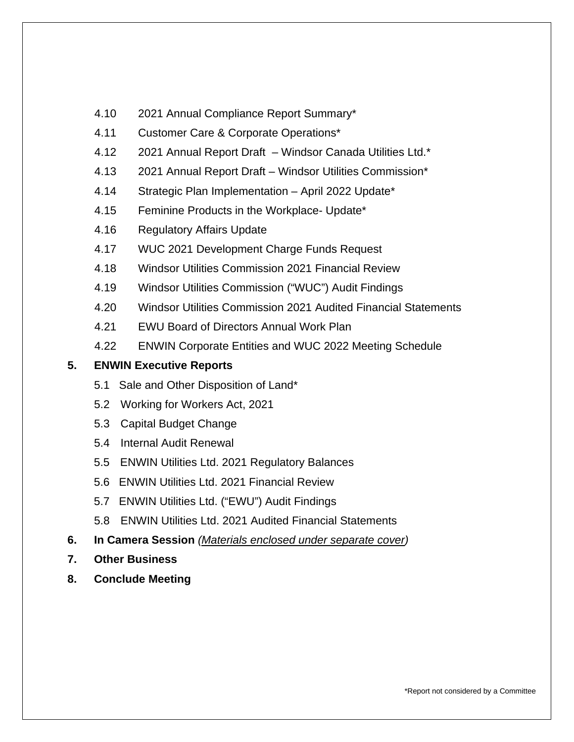- 4.10 2021 Annual Compliance Report Summary*
- 4.11 Customer Care & Corporate Operations*
- 4.12 2021 Annual Report Draft – Windsor Canada Utilities Ltd.*
- 4.13 2021 Annual Report Draft – Windsor Utilities Commission*
- 4.14 Strategic Plan Implementation – April 2022 Update*
- 4.15 Feminine Products in the Workplace- Update*
- 4.16 Regulatory Affairs Update
- 4.17 WUC 2021 Development Charge Funds Request
- 4.18 Windsor Utilities Commission 2021 Financial Review
- 4.19 Windsor Utilities Commission ("WUC") Audit Findings
- 4.20 Windsor Utilities Commission 2021 Audited Financial Statements
- 4.21 EWU Board of Directors Annual Work Plan
- 4.22 ENWIN Corporate Entities and WUC 2022 Meeting Schedule

**5. ENWIN Executive Reports**

- 5.1 Sale and Other Disposition of Land*
- 5.2 Working for Workers Act, 2021
- 5.3 Capital Budget Change
- 5.4 Internal Audit Renewal
- 5.5 ENWIN Utilities Ltd. 2021 Regulatory Balances
- 5.6 ENWIN Utilities Ltd. 2021 Financial Review
- 5.7 ENWIN Utilities Ltd. ("EWU") Audit Findings
- 5.8 ENWIN Utilities Ltd. 2021 Audited Financial Statements

**6. In Camera Session** *(Materials enclosed under separate cover)*

**7. Other Business**

**8. Conclude Meeting**

*Report not considered by a Committee